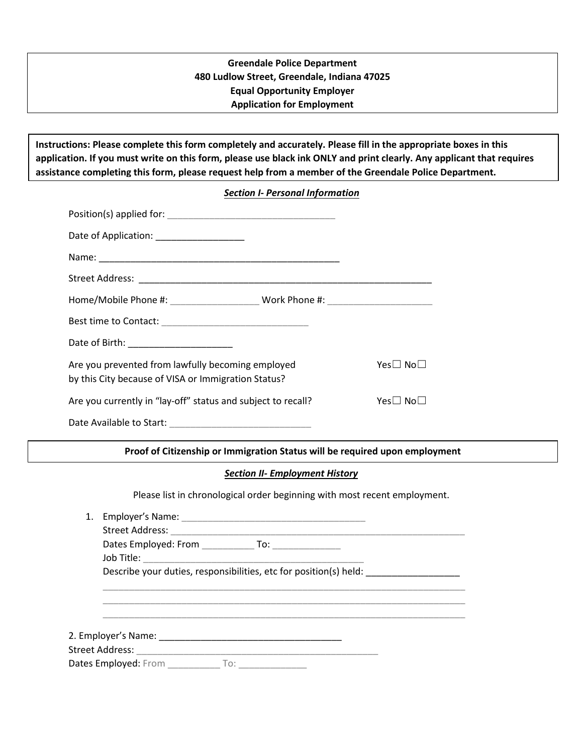**Greendale Police Department**
**480 Ludlow Street, Greendale, Indiana 47025**
**Equal Opportunity Employer**
**Application for Employment**

**Instructions: Please complete this form completely and accurately. Please fill in the appropriate boxes in this application. If you must write on this form, please use black ink ONLY and print clearly. Any applicant that requires assistance completing this form, please request help from a member of the Greendale Police Department.**

## ***Section I- Personal Information***

Position(s) applied for: _________________________________

Date of Application: _________________

Name: ________________________________________________

Street Address: ___________________________________________________________

Home/Mobile Phone #: _________________ Work Phone #: ____________________

Best time to Contact: _____________________________

Date of Birth: ____________________

Are you prevented from lawfully becoming employed by this City because of VISA or Immigration Status? Yes☐ No☐

Are you currently in "lay-off" status and subject to recall? Yes☐ No☐

Date Available to Start: ____________________________

**Proof of Citizenship or Immigration Status will be required upon employment**

## ***Section II- Employment History***

Please list in chronological order beginning with most recent employment.

1. Employer's Name: _____________________________________
   Street Address: ____________________________________________________________
   Dates Employed: From __________ To: _____________
   Job Title: ____________________________________________
   Describe your duties, responsibilities, etc for position(s) held: __________________
   ________________________________________________________________________
   ________________________________________________________________________
   ________________________________________________________________________

2. Employer's Name: ___________________________________
   Street Address: ________________________________________________
   Dates Employed: From __________ To: _____________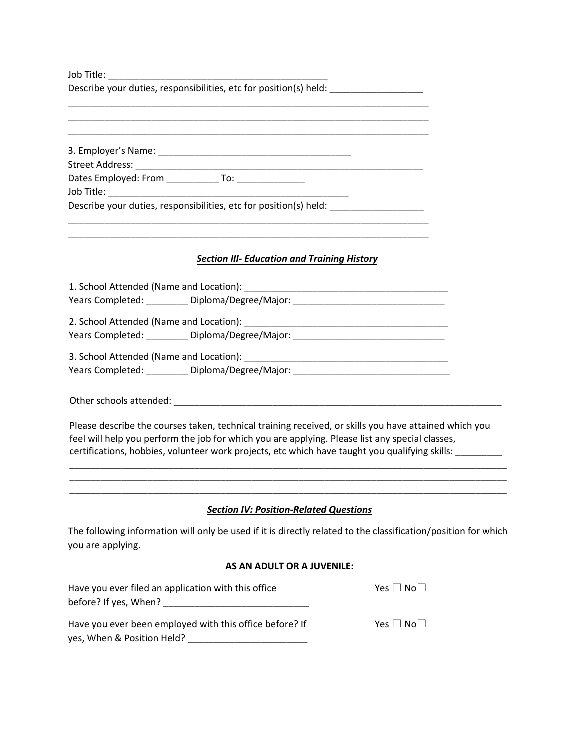Job Title: ___________________________________________

Describe your duties, responsibilities, etc for position(s) held: _________________

_________________________________________________________________________

_________________________________________________________________________

_________________________________________________________________________

3. Employer's Name: _____________________________________

Street Address: _________________________________________________________

Dates Employed: From __________ To: _____________

Job Title: _______________________________________________

Describe your duties, responsibilities, etc for position(s) held: __________________

_________________________________________________________________________

_________________________________________________________________________

### ***Section III- Education and Training History***

1. School Attended (Name and Location): ________________________________________

Years Completed: ________ Diploma/Degree/Major: ______________________________

2. School Attended (Name and Location): ________________________________________

Years Completed: ________ Diploma/Degree/Major: ______________________________

3. School Attended (Name and Location): ________________________________________

Years Completed: ________ Diploma/Degree/Major: _______________________________

Other schools attended: __________________________________________________________________

Please describe the courses taken, technical training received, or skills you have attained which you feel will help you perform the job for which you are applying. Please list any special classes, certifications, hobbies, volunteer work projects, etc which have taught you qualifying skills: _________

_________________________________________________________________________________________

_________________________________________________________________________________________

_________________________________________________________________________________________

### ***Section IV: Position-Related Questions***

The following information will only be used if it is directly related to the classification/position for which you are applying.

**AS AN ADULT OR A JUVENILE:**

Have you ever filed an application with this office before? If yes, When? ___________________________ Yes ☐ No☐

Have you ever been employed with this office before? If yes, When & Position Held? _______________________ Yes ☐ No☐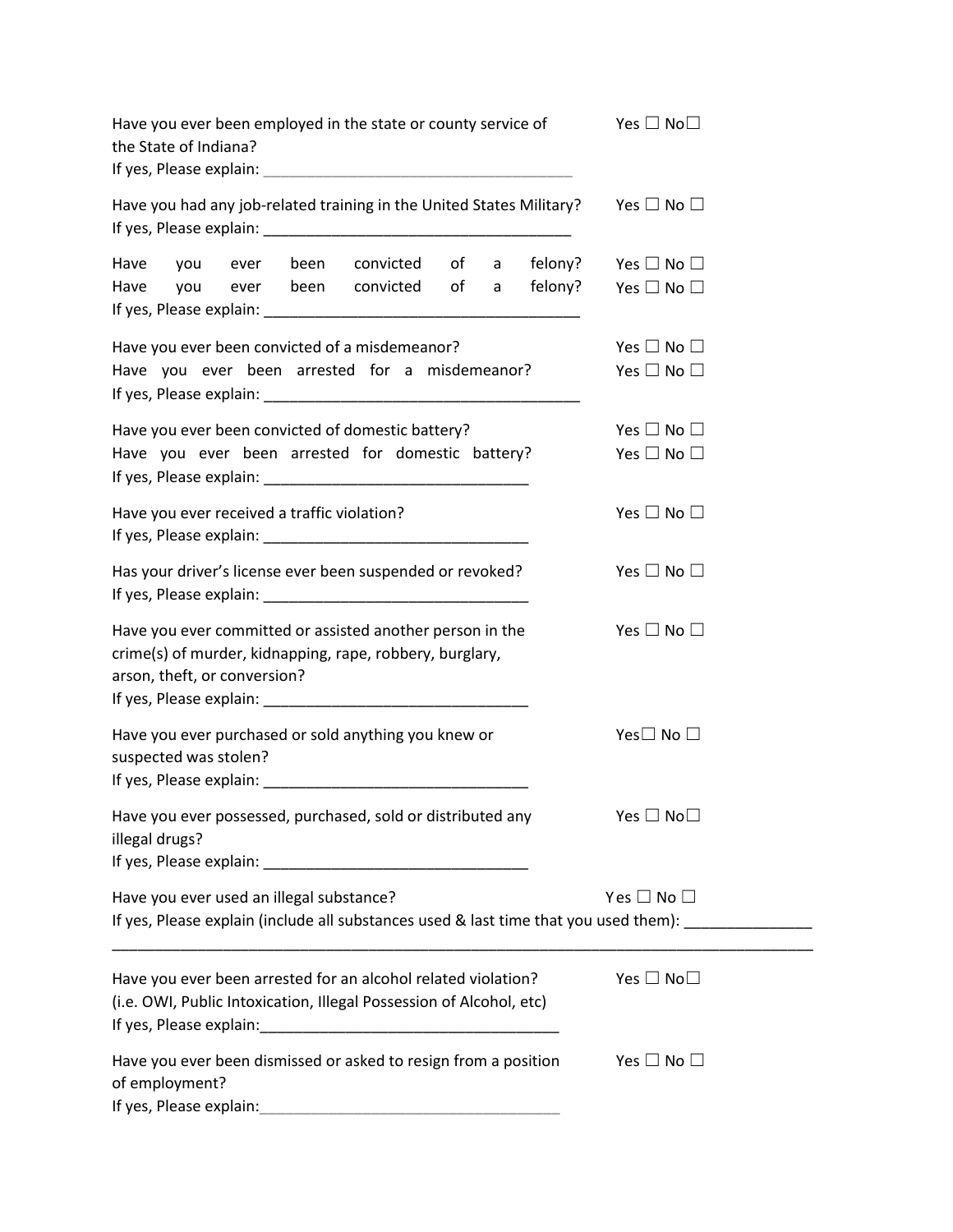Have you ever been employed in the state or county service of the State of Indiana? Yes ☐ No☐
If yes, Please explain: ____________________________________

Have you had any job-related training in the United States Military? Yes ☐ No ☐
If yes, Please explain: ____________________________________

Have you ever been convicted of a felony? Yes ☐ No ☐
Have you ever been convicted of a felony? Yes ☐ No ☐
If yes, Please explain: ____________________________________

Have you ever been convicted of a misdemeanor? Yes ☐ No ☐
Have you ever been arrested for a misdemeanor? Yes ☐ No ☐
If yes, Please explain: ____________________________________

Have you ever been convicted of domestic battery? Yes ☐ No ☐
Have you ever been arrested for domestic battery? Yes ☐ No ☐
If yes, Please explain: ______________________________

Have you ever received a traffic violation? Yes ☐ No ☐
If yes, Please explain: ______________________________

Has your driver's license ever been suspended or revoked? Yes ☐ No ☐
If yes, Please explain: ______________________________

Have you ever committed or assisted another person in the crime(s) of murder, kidnapping, rape, robbery, burglary, arson, theft, or conversion? Yes ☐ No ☐
If yes, Please explain: ______________________________

Have you ever purchased or sold anything you knew or suspected was stolen? Yes☐ No ☐
If yes, Please explain: ______________________________

Have you ever possessed, purchased, sold or distributed any illegal drugs? Yes ☐ No☐
If yes, Please explain: ______________________________

Have you ever used an illegal substance? Yes ☐ No ☐
If yes, Please explain (include all substances used & last time that you used them): ______________
________________________________________________________________________________

Have you ever been arrested for an alcohol related violation? (i.e. OWI, Public Intoxication, Illegal Possession of Alcohol, etc) Yes ☐ No☐
If yes, Please explain:__________________________________

Have you ever been dismissed or asked to resign from a position of employment? Yes ☐ No ☐
If yes, Please explain:__________________________________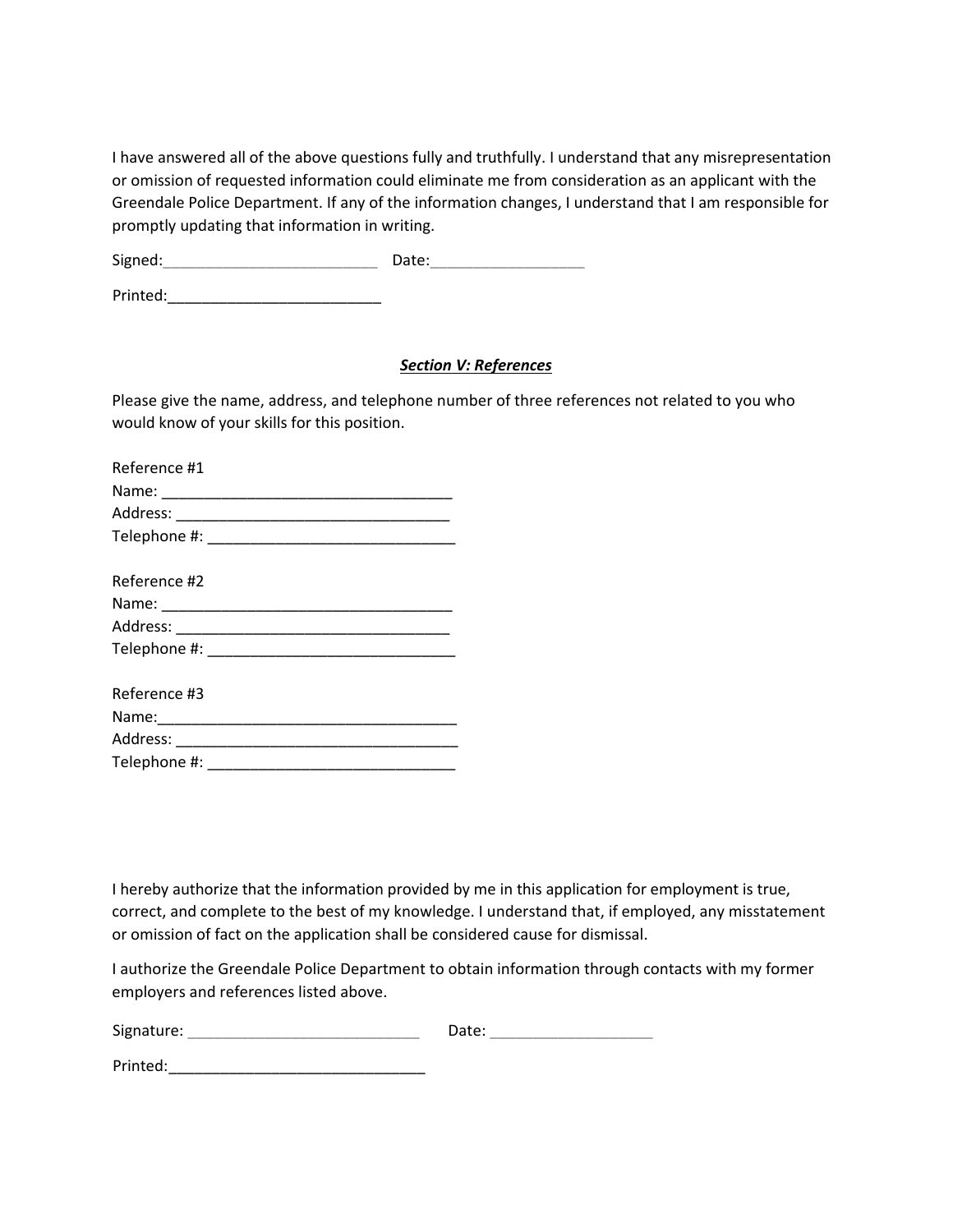I have answered all of the above questions fully and truthfully. I understand that any misrepresentation or omission of requested information could eliminate me from consideration as an applicant with the Greendale Police Department. If any of the information changes, I understand that I am responsible for promptly updating that information in writing.

Signed:_________________________ Date:_________________

Printed:_________________________

## ***Section V: References***

Please give the name, address, and telephone number of three references not related to you who would know of your skills for this position.

Reference #1
Name: __________________________________
Address: ________________________________
Telephone #: _____________________________

Reference #2
Name: __________________________________
Address: ________________________________
Telephone #: _____________________________

Reference #3
Name:___________________________________
Address: _________________________________
Telephone #: _____________________________

I hereby authorize that the information provided by me in this application for employment is true, correct, and complete to the best of my knowledge. I understand that, if employed, any misstatement or omission of fact on the application shall be considered cause for dismissal.

I authorize the Greendale Police Department to obtain information through contacts with my former employers and references listed above.

Signature: ___________________________ Date: __________________

Printed:______________________________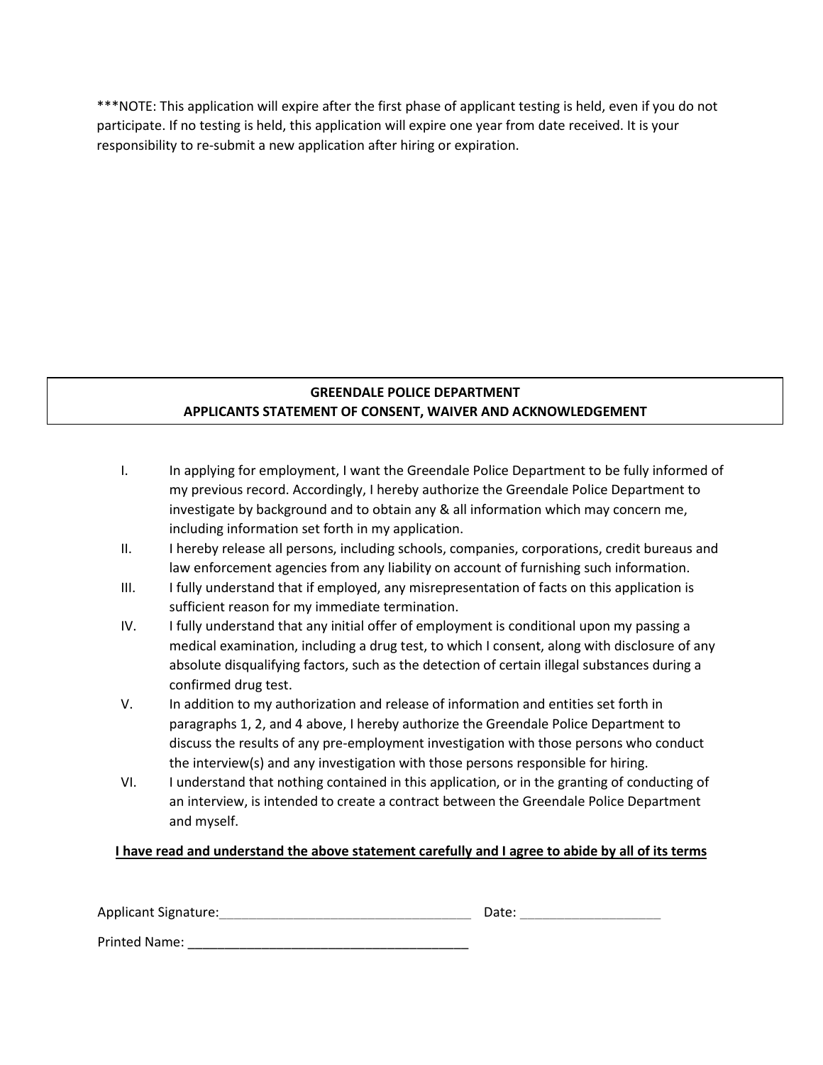***NOTE: This application will expire after the first phase of applicant testing is held, even if you do not participate. If no testing is held, this application will expire one year from date received. It is your responsibility to re-submit a new application after hiring or expiration.

## GREENDALE POLICE DEPARTMENT
## APPLICANTS STATEMENT OF CONSENT, WAIVER AND ACKNOWLEDGEMENT

I. In applying for employment, I want the Greendale Police Department to be fully informed of my previous record. Accordingly, I hereby authorize the Greendale Police Department to investigate by background and to obtain any & all information which may concern me, including information set forth in my application.

II. I hereby release all persons, including schools, companies, corporations, credit bureaus and law enforcement agencies from any liability on account of furnishing such information.

III. I fully understand that if employed, any misrepresentation of facts on this application is sufficient reason for my immediate termination.

IV. I fully understand that any initial offer of employment is conditional upon my passing a medical examination, including a drug test, to which I consent, along with disclosure of any absolute disqualifying factors, such as the detection of certain illegal substances during a confirmed drug test.

V. In addition to my authorization and release of information and entities set forth in paragraphs 1, 2, and 4 above, I hereby authorize the Greendale Police Department to discuss the results of any pre-employment investigation with those persons who conduct the interview(s) and any investigation with those persons responsible for hiring.

VI. I understand that nothing contained in this application, or in the granting of conducting of an interview, is intended to create a contract between the Greendale Police Department and myself.

**I have read and understand the above statement carefully and I agree to abide by all of its terms**

Applicant Signature:\_\_\_\_\_\_\_\_\_\_\_\_\_\_\_\_\_\_\_\_\_\_\_\_\_\_\_\_\_\_\_\_\_\_\_ Date: \_\_\_\_\_\_\_\_\_\_\_\_\_\_\_\_\_\_\_

Printed Name: \_\_\_\_\_\_\_\_\_\_\_\_\_\_\_\_\_\_\_\_\_\_\_\_\_\_\_\_\_\_\_\_\_\_\_\_\_\_\_